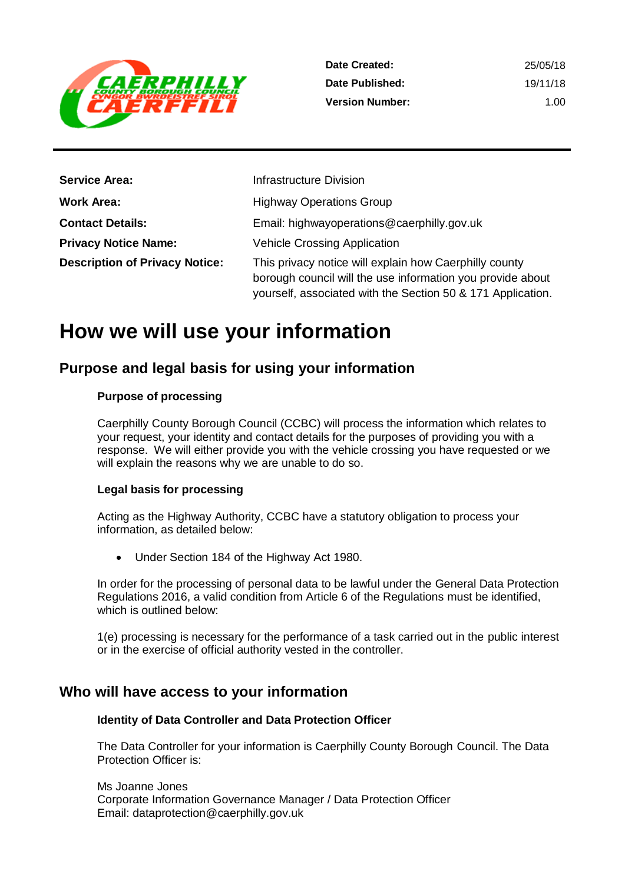| | |
|---|---|
| **Date Created:** | 25/05/18 |
| **Date Published:** | 19/11/18 |
| **Version Number:** | 1.00 |

| | |
|---|---|
| **Service Area:** | Infrastructure Division |
| **Work Area:** | Highway Operations Group |
| **Contact Details:** | Email: highwayoperations@caerphilly.gov.uk |
| **Privacy Notice Name:** | Vehicle Crossing Application |
| **Description of Privacy Notice:** | This privacy notice will explain how Caerphilly county borough council will the use information you provide about yourself, associated with the Section 50 & 171 Application. |

# How we will use your information

## Purpose and legal basis for using your information

### Purpose of processing

Caerphilly County Borough Council (CCBC) will process the information which relates to your request, your identity and contact details for the purposes of providing you with a response. We will either provide you with the vehicle crossing you have requested or we will explain the reasons why we are unable to do so.

### Legal basis for processing

Acting as the Highway Authority, CCBC have a statutory obligation to process your information, as detailed below:

- Under Section 184 of the Highway Act 1980.

In order for the processing of personal data to be lawful under the General Data Protection Regulations 2016, a valid condition from Article 6 of the Regulations must be identified, which is outlined below:

1(e) processing is necessary for the performance of a task carried out in the public interest or in the exercise of official authority vested in the controller.

## Who will have access to your information

### Identity of Data Controller and Data Protection Officer

The Data Controller for your information is Caerphilly County Borough Council. The Data Protection Officer is:

Ms Joanne Jones
Corporate Information Governance Manager / Data Protection Officer
Email: dataprotection@caerphilly.gov.uk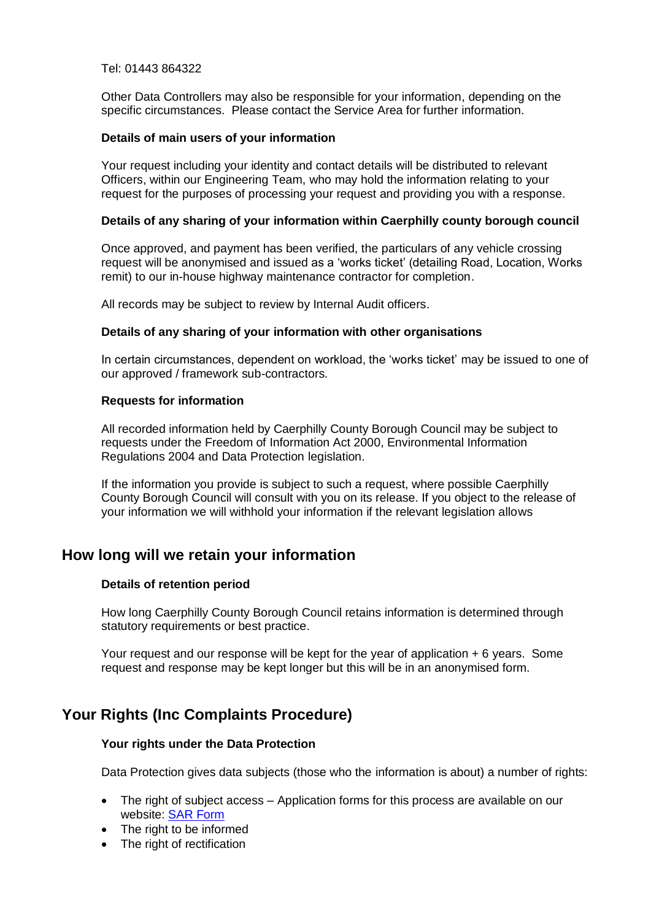Tel: 01443 864322

Other Data Controllers may also be responsible for your information, depending on the specific circumstances. Please contact the Service Area for further information.

**Details of main users of your information**

Your request including your identity and contact details will be distributed to relevant Officers, within our Engineering Team, who may hold the information relating to your request for the purposes of processing your request and providing you with a response.

**Details of any sharing of your information within Caerphilly county borough council**

Once approved, and payment has been verified, the particulars of any vehicle crossing request will be anonymised and issued as a 'works ticket' (detailing Road, Location, Works remit) to our in-house highway maintenance contractor for completion.

All records may be subject to review by Internal Audit officers.

**Details of any sharing of your information with other organisations**

In certain circumstances, dependent on workload, the 'works ticket' may be issued to one of our approved / framework sub-contractors.

**Requests for information**

All recorded information held by Caerphilly County Borough Council may be subject to requests under the Freedom of Information Act 2000, Environmental Information Regulations 2004 and Data Protection legislation.

If the information you provide is subject to such a request, where possible Caerphilly County Borough Council will consult with you on its release. If you object to the release of your information we will withhold your information if the relevant legislation allows

## How long will we retain your information

**Details of retention period**

How long Caerphilly County Borough Council retains information is determined through statutory requirements or best practice.

Your request and our response will be kept for the year of application + 6 years. Some request and response may be kept longer but this will be in an anonymised form.

## Your Rights (Inc Complaints Procedure)

**Your rights under the Data Protection**

Data Protection gives data subjects (those who the information is about) a number of rights:

- The right of subject access – Application forms for this process are available on our website: SAR Form
- The right to be informed
- The right of rectification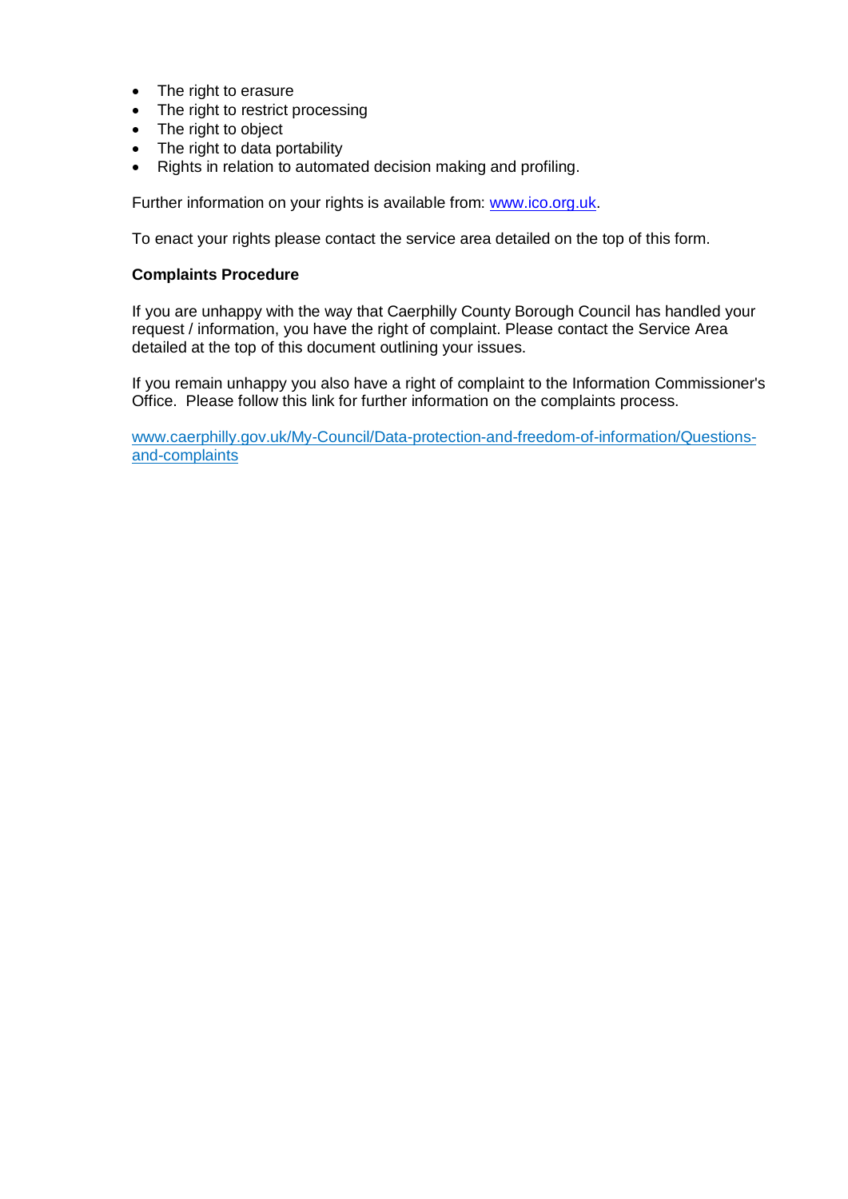- The right to erasure
- The right to restrict processing
- The right to object
- The right to data portability
- Rights in relation to automated decision making and profiling.

Further information on your rights is available from: [www.ico.org.uk](http://www.ico.org.uk).

To enact your rights please contact the service area detailed on the top of this form.

**Complaints Procedure**

If you are unhappy with the way that Caerphilly County Borough Council has handled your request / information, you have the right of complaint. Please contact the Service Area detailed at the top of this document outlining your issues.

If you remain unhappy you also have a right of complaint to the Information Commissioner's Office. Please follow this link for further information on the complaints process.

[www.caerphilly.gov.uk/My-Council/Data-protection-and-freedom-of-information/Questions-and-complaints](http://www.caerphilly.gov.uk/My-Council/Data-protection-and-freedom-of-information/Questions-and-complaints)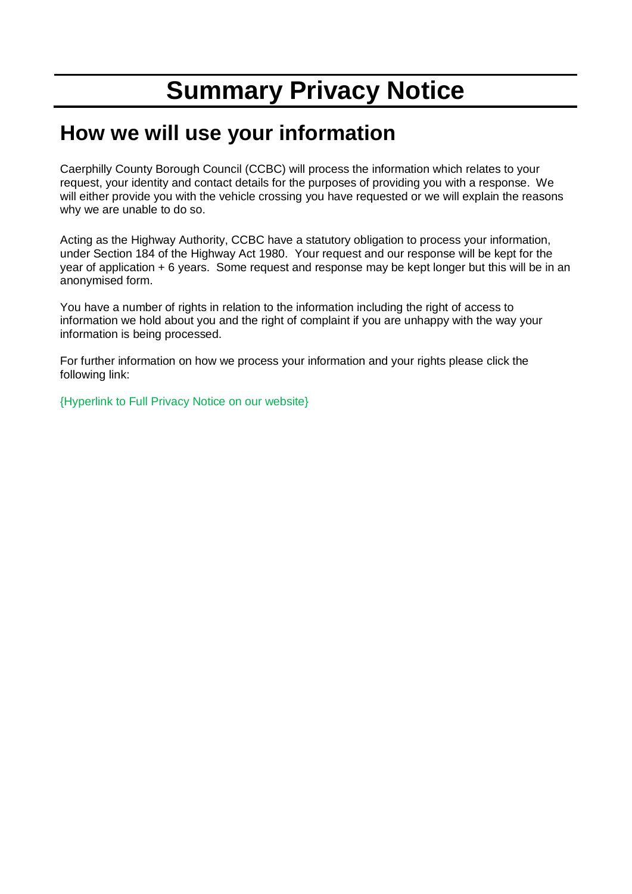# Summary Privacy Notice

## How we will use your information

Caerphilly County Borough Council (CCBC) will process the information which relates to your request, your identity and contact details for the purposes of providing you with a response. We will either provide you with the vehicle crossing you have requested or we will explain the reasons why we are unable to do so.

Acting as the Highway Authority, CCBC have a statutory obligation to process your information, under Section 184 of the Highway Act 1980. Your request and our response will be kept for the year of application + 6 years. Some request and response may be kept longer but this will be in an anonymised form.

You have a number of rights in relation to the information including the right of access to information we hold about you and the right of complaint if you are unhappy with the way your information is being processed.

For further information on how we process your information and your rights please click the following link:

{Hyperlink to Full Privacy Notice on our website}